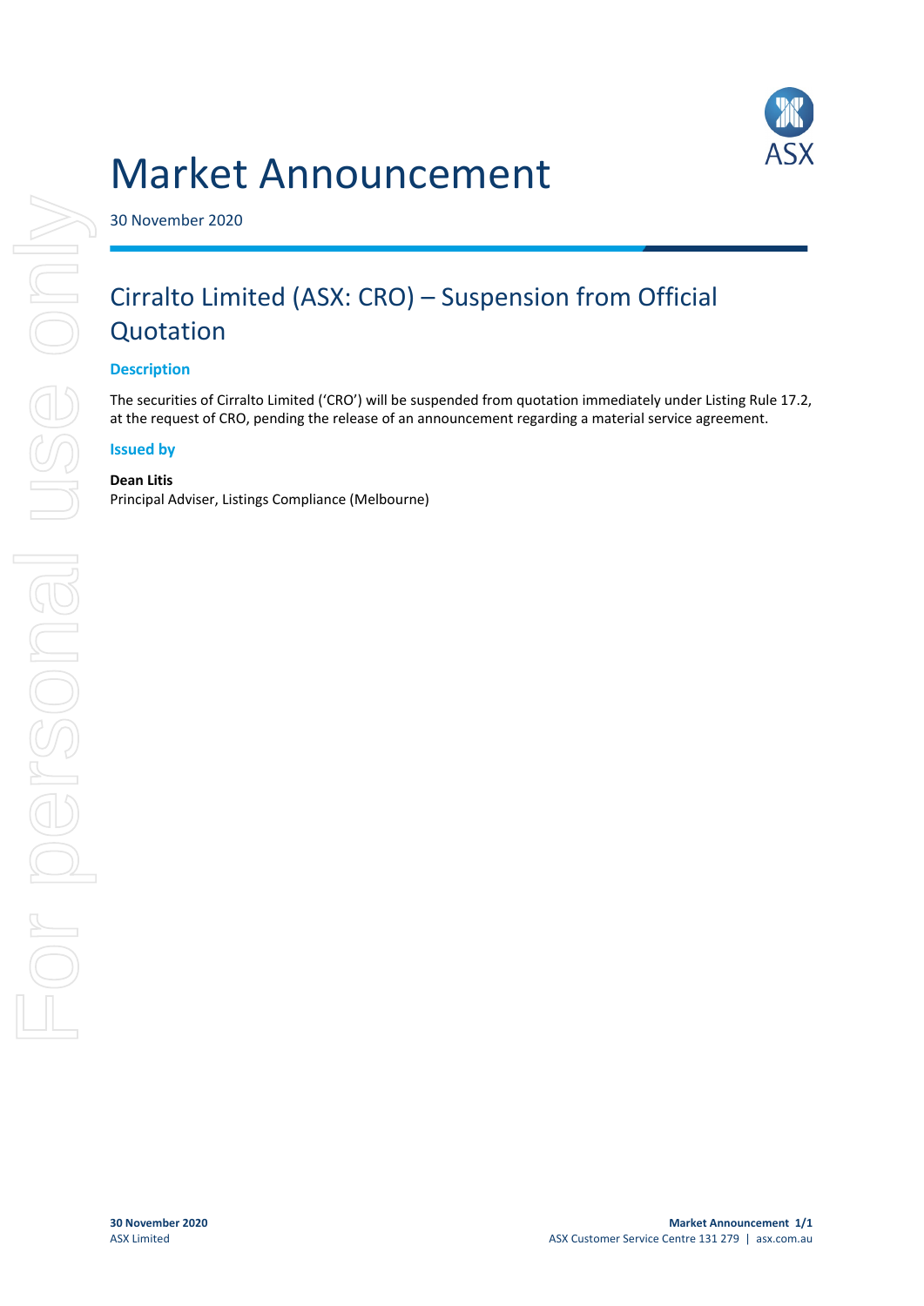# Market Announcement

30 November 2020

## Cirralto Limited (ASX: CRO) – Suspension from Official Quotation

### Description

The securities of Cirralto Limited ('CRO') will be suspended from quotation immediately under Listing Rule 17.2, at the request of CRO, pending the release of an announcement regarding a material service agreement.

### Issued by

**Dean Litis**
Principal Adviser, Listings Compliance (Melbourne)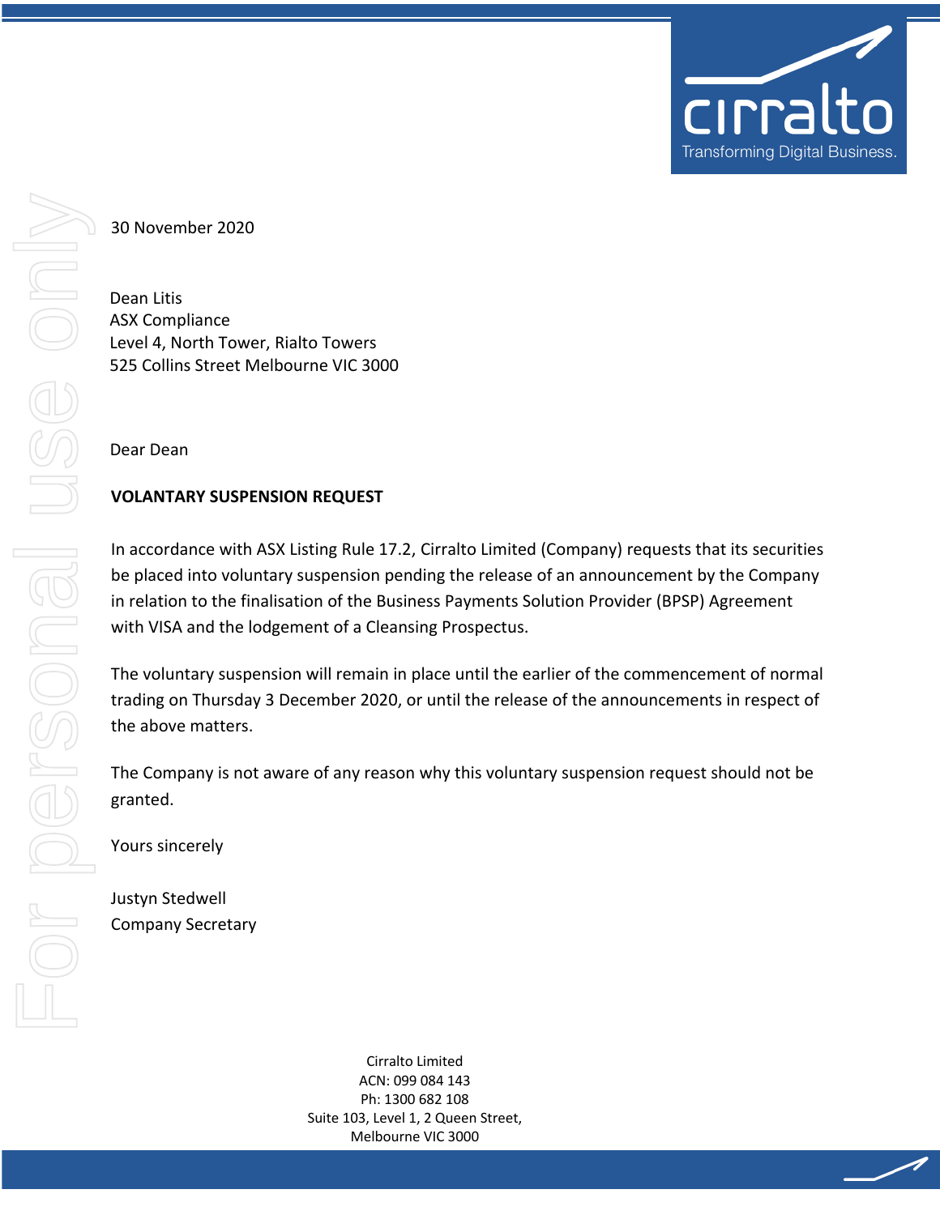30 November 2020

Dean Litis
ASX Compliance
Level 4, North Tower, Rialto Towers
525 Collins Street Melbourne VIC 3000

Dear Dean

**VOLANTARY SUSPENSION REQUEST**

In accordance with ASX Listing Rule 17.2, Cirralto Limited (Company) requests that its securities be placed into voluntary suspension pending the release of an announcement by the Company in relation to the finalisation of the Business Payments Solution Provider (BPSP) Agreement with VISA and the lodgement of a Cleansing Prospectus.

The voluntary suspension will remain in place until the earlier of the commencement of normal trading on Thursday 3 December 2020, or until the release of the announcements in respect of the above matters.

The Company is not aware of any reason why this voluntary suspension request should not be granted.

Yours sincerely

Justyn Stedwell
Company Secretary

Cirralto Limited
ACN: 099 084 143
Ph: 1300 682 108
Suite 103, Level 1, 2 Queen Street,
Melbourne VIC 3000